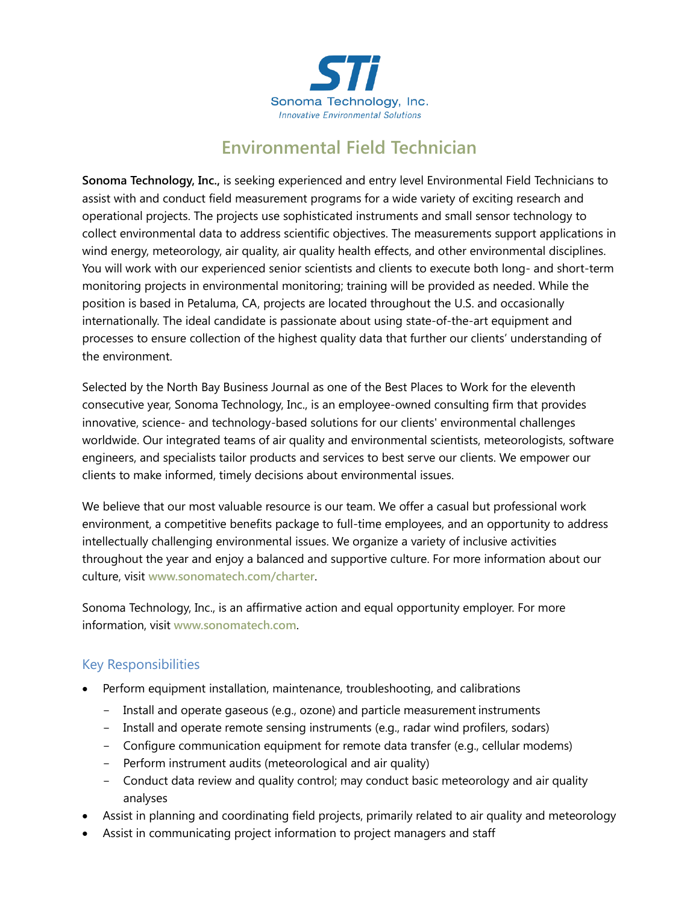STi
Sonoma Technology, Inc.
*Innovative Environmental Solutions*

# Environmental Field Technician

**Sonoma Technology, Inc.,** is seeking experienced and entry level Environmental Field Technicians to assist with and conduct field measurement programs for a wide variety of exciting research and operational projects. The projects use sophisticated instruments and small sensor technology to collect environmental data to address scientific objectives. The measurements support applications in wind energy, meteorology, air quality, air quality health effects, and other environmental disciplines. You will work with our experienced senior scientists and clients to execute both long- and short-term monitoring projects in environmental monitoring; training will be provided as needed. While the position is based in Petaluma, CA, projects are located throughout the U.S. and occasionally internationally. The ideal candidate is passionate about using state-of-the-art equipment and processes to ensure collection of the highest quality data that further our clients' understanding of the environment.

Selected by the North Bay Business Journal as one of the Best Places to Work for the eleventh consecutive year, Sonoma Technology, Inc., is an employee-owned consulting firm that provides innovative, science- and technology-based solutions for our clients' environmental challenges worldwide. Our integrated teams of air quality and environmental scientists, meteorologists, software engineers, and specialists tailor products and services to best serve our clients. We empower our clients to make informed, timely decisions about environmental issues.

We believe that our most valuable resource is our team. We offer a casual but professional work environment, a competitive benefits package to full-time employees, and an opportunity to address intellectually challenging environmental issues. We organize a variety of inclusive activities throughout the year and enjoy a balanced and supportive culture. For more information about our culture, visit www.sonomatech.com/charter.

Sonoma Technology, Inc., is an affirmative action and equal opportunity employer. For more information, visit www.sonomatech.com.

## Key Responsibilities

- Perform equipment installation, maintenance, troubleshooting, and calibrations
  - Install and operate gaseous (e.g., ozone) and particle measurement instruments
  - Install and operate remote sensing instruments (e.g., radar wind profilers, sodars)
  - Configure communication equipment for remote data transfer (e.g., cellular modems)
  - Perform instrument audits (meteorological and air quality)
  - Conduct data review and quality control; may conduct basic meteorology and air quality analyses
- Assist in planning and coordinating field projects, primarily related to air quality and meteorology
- Assist in communicating project information to project managers and staff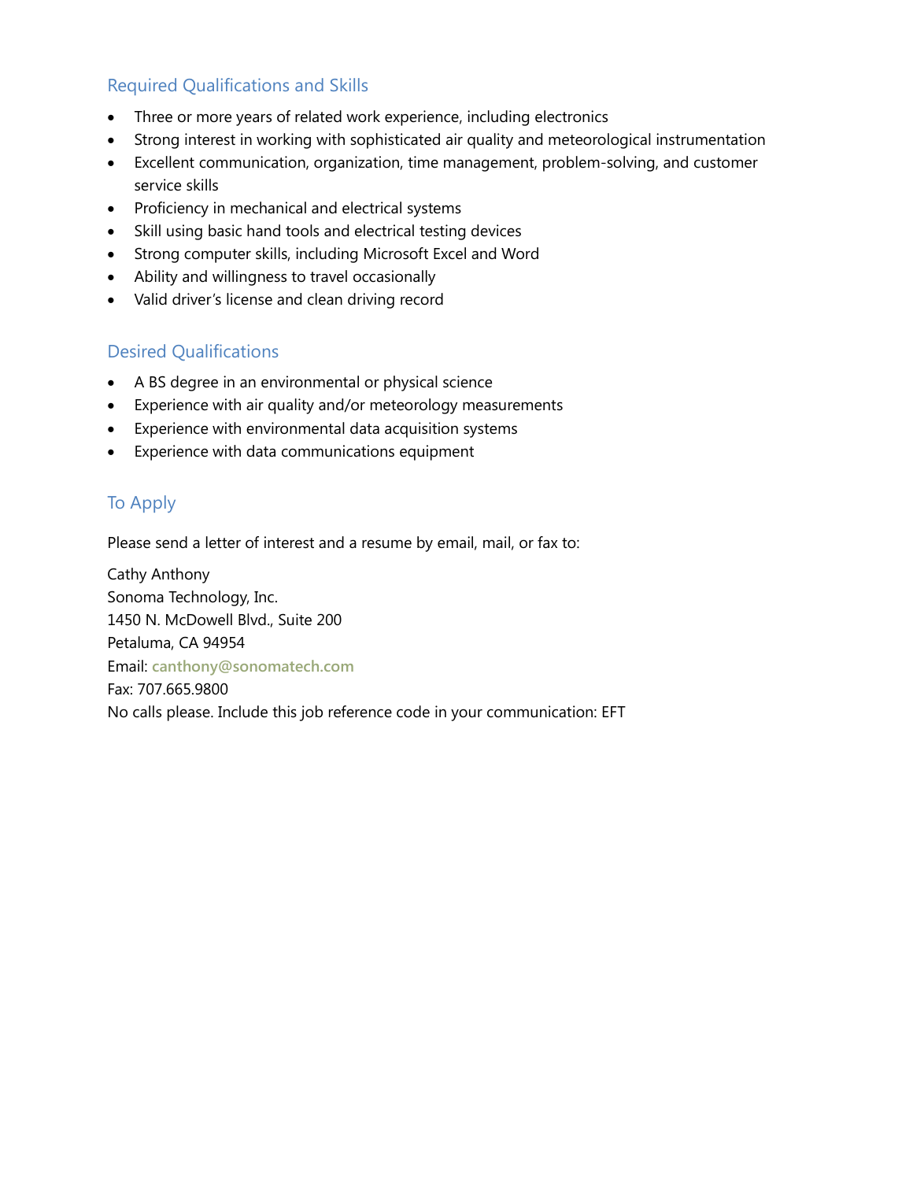## Required Qualifications and Skills

- Three or more years of related work experience, including electronics
- Strong interest in working with sophisticated air quality and meteorological instrumentation
- Excellent communication, organization, time management, problem-solving, and customer service skills
- Proficiency in mechanical and electrical systems
- Skill using basic hand tools and electrical testing devices
- Strong computer skills, including Microsoft Excel and Word
- Ability and willingness to travel occasionally
- Valid driver's license and clean driving record

## Desired Qualifications

- A BS degree in an environmental or physical science
- Experience with air quality and/or meteorology measurements
- Experience with environmental data acquisition systems
- Experience with data communications equipment

## To Apply

Please send a letter of interest and a resume by email, mail, or fax to:

Cathy Anthony
Sonoma Technology, Inc.
1450 N. McDowell Blvd., Suite 200
Petaluma, CA 94954
Email: **canthony@sonomatech.com**
Fax: 707.665.9800
No calls please. Include this job reference code in your communication: EFT